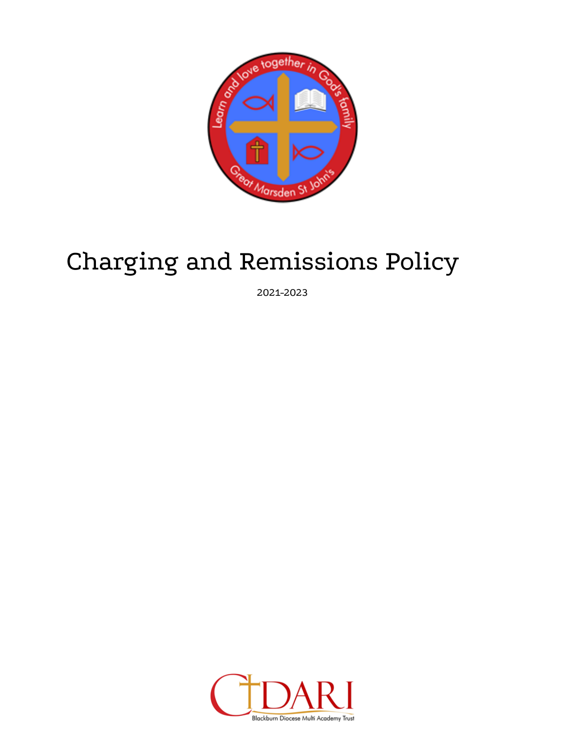# Charging and Remissions Policy

2021-2023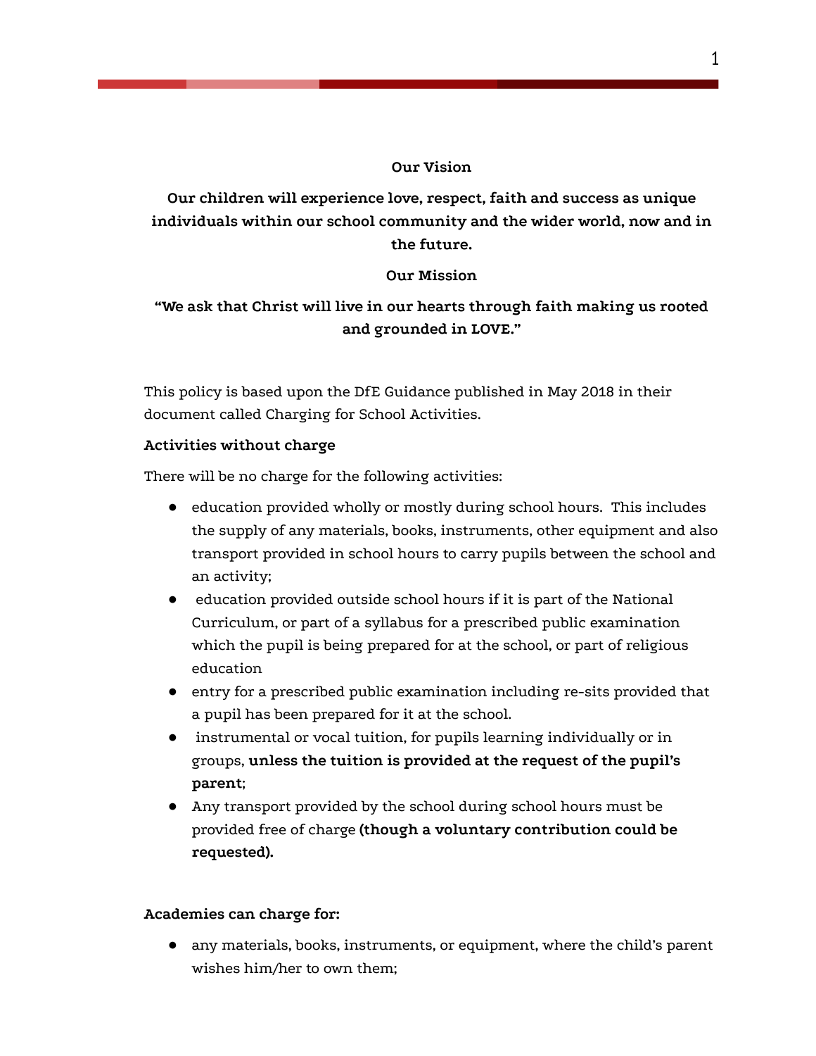**Our Vision**

**Our children will experience love, respect, faith and success as unique individuals within our school community and the wider world, now and in the future.**

**Our Mission**

**"We ask that Christ will live in our hearts through faith making us rooted and grounded in LOVE."**

This policy is based upon the DfE Guidance published in May 2018 in their document called Charging for School Activities.

**Activities without charge**

There will be no charge for the following activities:

- education provided wholly or mostly during school hours. This includes the supply of any materials, books, instruments, other equipment and also transport provided in school hours to carry pupils between the school and an activity;
- education provided outside school hours if it is part of the National Curriculum, or part of a syllabus for a prescribed public examination which the pupil is being prepared for at the school, or part of religious education
- entry for a prescribed public examination including re-sits provided that a pupil has been prepared for it at the school.
- instrumental or vocal tuition, for pupils learning individually or in groups, **unless the tuition is provided at the request of the pupil's parent**;
- Any transport provided by the school during school hours must be provided free of charge **(though a voluntary contribution could be requested).**

**Academies can charge for:**

- any materials, books, instruments, or equipment, where the child's parent wishes him/her to own them;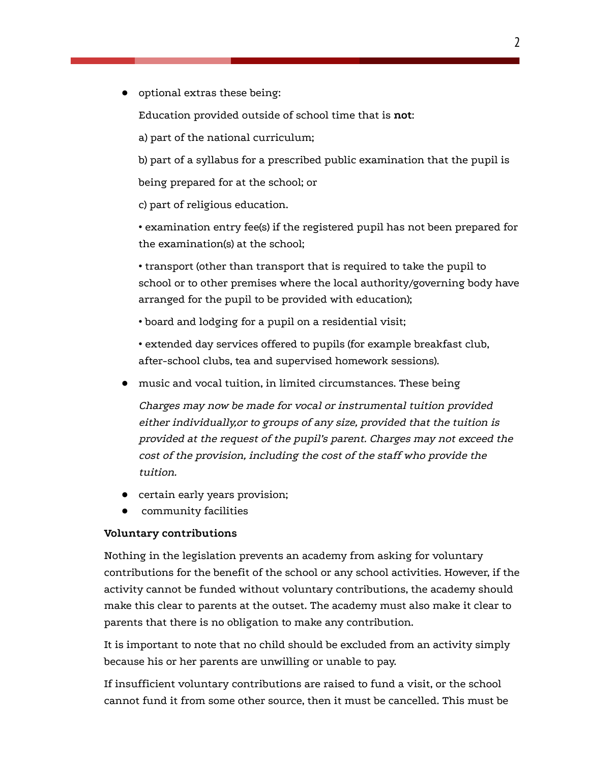- optional extras these being:

  Education provided outside of school time that is **not**:

  a) part of the national curriculum;

  b) part of a syllabus for a prescribed public examination that the pupil is being prepared for at the school; or

  c) part of religious education.

  • examination entry fee(s) if the registered pupil has not been prepared for the examination(s) at the school;

  • transport (other than transport that is required to take the pupil to school or to other premises where the local authority/governing body have arranged for the pupil to be provided with education);

  • board and lodging for a pupil on a residential visit;

  • extended day services offered to pupils (for example breakfast club, after-school clubs, tea and supervised homework sessions).

- music and vocal tuition, in limited circumstances. These being

  *Charges may now be made for vocal or instrumental tuition provided either individually,or to groups of any size, provided that the tuition is provided at the request of the pupil's parent. Charges may not exceed the cost of the provision, including the cost of the staff who provide the tuition.*

- certain early years provision;
- community facilities

**Voluntary contributions**

Nothing in the legislation prevents an academy from asking for voluntary contributions for the benefit of the school or any school activities. However, if the activity cannot be funded without voluntary contributions, the academy should make this clear to parents at the outset. The academy must also make it clear to parents that there is no obligation to make any contribution.

It is important to note that no child should be excluded from an activity simply because his or her parents are unwilling or unable to pay.

If insufficient voluntary contributions are raised to fund a visit, or the school cannot fund it from some other source, then it must be cancelled. This must be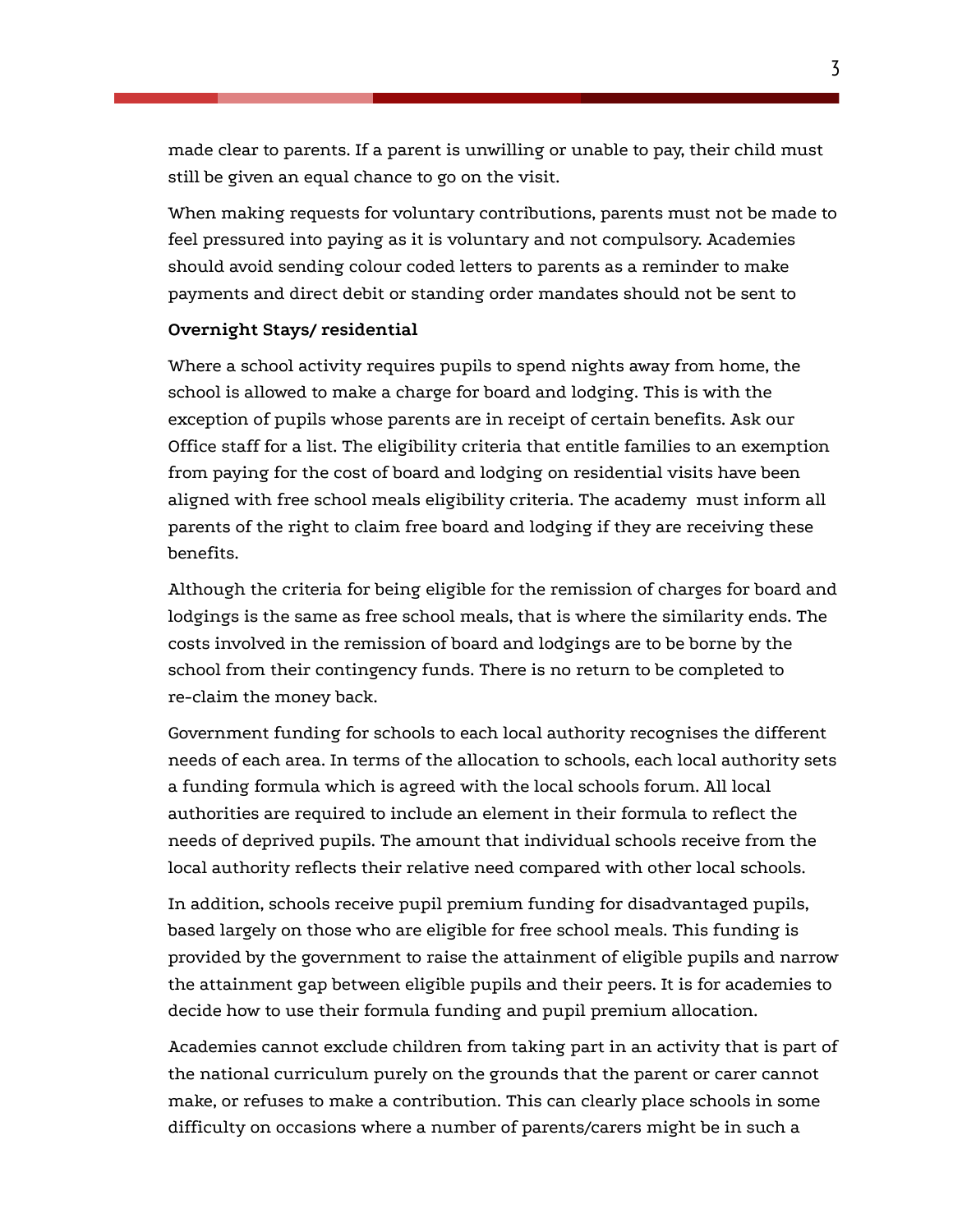made clear to parents. If a parent is unwilling or unable to pay, their child must still be given an equal chance to go on the visit.

When making requests for voluntary contributions, parents must not be made to feel pressured into paying as it is voluntary and not compulsory. Academies should avoid sending colour coded letters to parents as a reminder to make payments and direct debit or standing order mandates should not be sent to

**Overnight Stays/ residential**

Where a school activity requires pupils to spend nights away from home, the school is allowed to make a charge for board and lodging. This is with the exception of pupils whose parents are in receipt of certain benefits. Ask our Office staff for a list. The eligibility criteria that entitle families to an exemption from paying for the cost of board and lodging on residential visits have been aligned with free school meals eligibility criteria. The academy must inform all parents of the right to claim free board and lodging if they are receiving these benefits.

Although the criteria for being eligible for the remission of charges for board and lodgings is the same as free school meals, that is where the similarity ends. The costs involved in the remission of board and lodgings are to be borne by the school from their contingency funds. There is no return to be completed to re-claim the money back.

Government funding for schools to each local authority recognises the different needs of each area. In terms of the allocation to schools, each local authority sets a funding formula which is agreed with the local schools forum. All local authorities are required to include an element in their formula to reflect the needs of deprived pupils. The amount that individual schools receive from the local authority reflects their relative need compared with other local schools.

In addition, schools receive pupil premium funding for disadvantaged pupils, based largely on those who are eligible for free school meals. This funding is provided by the government to raise the attainment of eligible pupils and narrow the attainment gap between eligible pupils and their peers. It is for academies to decide how to use their formula funding and pupil premium allocation.

Academies cannot exclude children from taking part in an activity that is part of the national curriculum purely on the grounds that the parent or carer cannot make, or refuses to make a contribution. This can clearly place schools in some difficulty on occasions where a number of parents/carers might be in such a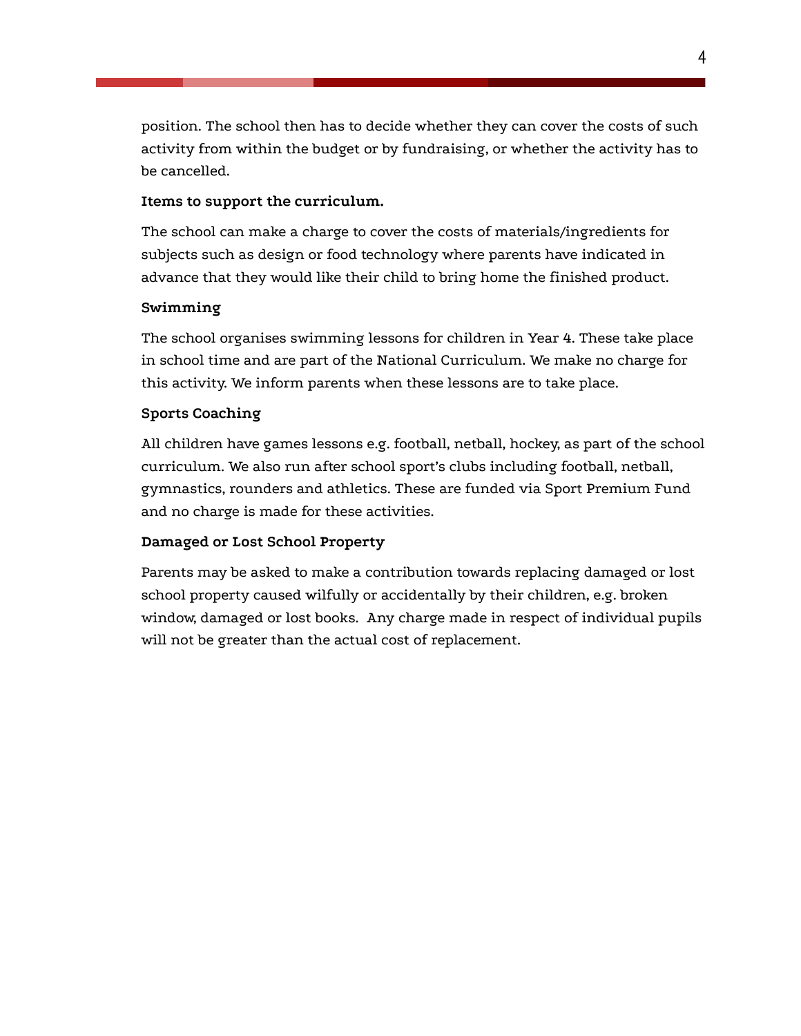position. The school then has to decide whether they can cover the costs of such activity from within the budget or by fundraising, or whether the activity has to be cancelled.

**Items to support the curriculum.**

The school can make a charge to cover the costs of materials/ingredients for subjects such as design or food technology where parents have indicated in advance that they would like their child to bring home the finished product.

**Swimming**

The school organises swimming lessons for children in Year 4. These take place in school time and are part of the National Curriculum. We make no charge for this activity. We inform parents when these lessons are to take place.

**Sports Coaching**

All children have games lessons e.g. football, netball, hockey, as part of the school curriculum. We also run after school sport's clubs including football, netball, gymnastics, rounders and athletics. These are funded via Sport Premium Fund and no charge is made for these activities.

**Damaged or Lost School Property**

Parents may be asked to make a contribution towards replacing damaged or lost school property caused wilfully or accidentally by their children, e.g. broken window, damaged or lost books. Any charge made in respect of individual pupils will not be greater than the actual cost of replacement.